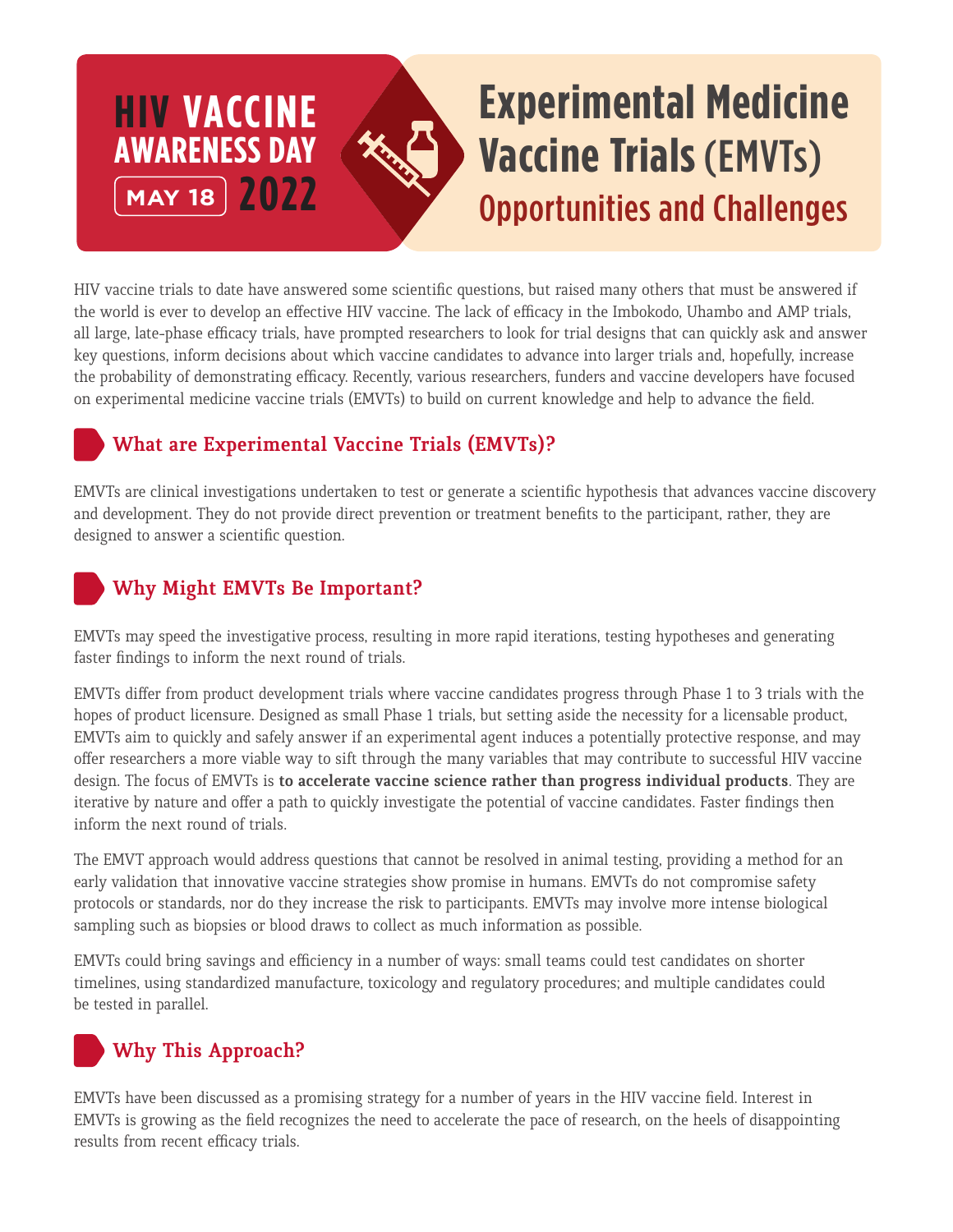# HIV VACCINE AWARENESS DAY

**MAY 18 2022**

# Experimental Medicine Vaccine Trials (EMVTs)

## Opportunities and Challenges

HIV vaccine trials to date have answered some scientific questions, but raised many others that must be answered if the world is ever to develop an effective HIV vaccine. The lack of efficacy in the Imbokodo, Uhambo and AMP trials, all large, late-phase efficacy trials, have prompted researchers to look for trial designs that can quickly ask and answer key questions, inform decisions about which vaccine candidates to advance into larger trials and, hopefully, increase the probability of demonstrating efficacy. Recently, various researchers, funders and vaccine developers have focused on experimental medicine vaccine trials (EMVTs) to build on current knowledge and help to advance the field.

### What are Experimental Vaccine Trials (EMVTs)?

EMVTs are clinical investigations undertaken to test or generate a scientific hypothesis that advances vaccine discovery and development. They do not provide direct prevention or treatment benefits to the participant, rather, they are designed to answer a scientific question.

### Why Might EMVTs Be Important?

EMVTs may speed the investigative process, resulting in more rapid iterations, testing hypotheses and generating faster findings to inform the next round of trials.

EMVTs differ from product development trials where vaccine candidates progress through Phase 1 to 3 trials with the hopes of product licensure. Designed as small Phase 1 trials, but setting aside the necessity for a licensable product, EMVTs aim to quickly and safely answer if an experimental agent induces a potentially protective response, and may offer researchers a more viable way to sift through the many variables that may contribute to successful HIV vaccine design. The focus of EMVTs is **to accelerate vaccine science rather than progress individual products**. They are iterative by nature and offer a path to quickly investigate the potential of vaccine candidates. Faster findings then inform the next round of trials.

The EMVT approach would address questions that cannot be resolved in animal testing, providing a method for an early validation that innovative vaccine strategies show promise in humans. EMVTs do not compromise safety protocols or standards, nor do they increase the risk to participants. EMVTs may involve more intense biological sampling such as biopsies or blood draws to collect as much information as possible.

EMVTs could bring savings and efficiency in a number of ways: small teams could test candidates on shorter timelines, using standardized manufacture, toxicology and regulatory procedures; and multiple candidates could be tested in parallel.

### Why This Approach?

EMVTs have been discussed as a promising strategy for a number of years in the HIV vaccine field. Interest in EMVTs is growing as the field recognizes the need to accelerate the pace of research, on the heels of disappointing results from recent efficacy trials.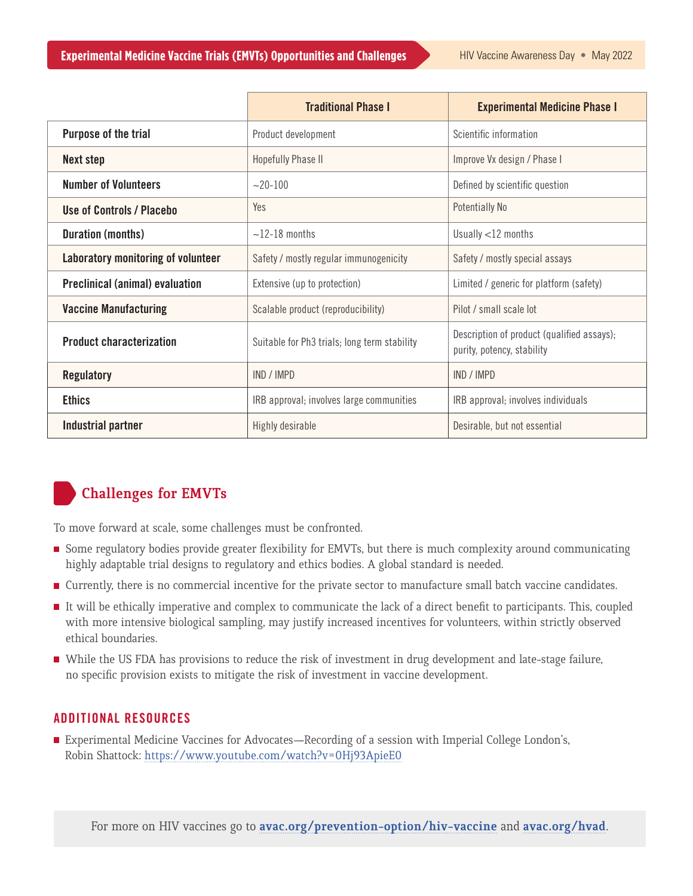| | Traditional Phase I | Experimental Medicine Phase I |
|---|---|---|
| **Purpose of the trial** | Product development | Scientific information |
| **Next step** | Hopefully Phase II | Improve Vx design / Phase I |
| **Number of Volunteers** | ~20-100 | Defined by scientific question |
| **Use of Controls / Placebo** | Yes | Potentially No |
| **Duration (months)** | ~12-18 months | Usually <12 months |
| **Laboratory monitoring of volunteer** | Safety / mostly regular immunogenicity | Safety / mostly special assays |
| **Preclinical (animal) evaluation** | Extensive (up to protection) | Limited / generic for platform (safety) |
| **Vaccine Manufacturing** | Scalable product (reproducibility) | Pilot / small scale lot |
| **Product characterization** | Suitable for Ph3 trials; long term stability | Description of product (qualified assays); purity, potency, stability |
| **Regulatory** | IND / IMPD | IND / IMPD |
| **Ethics** | IRB approval; involves large communities | IRB approval; involves individuals |
| **Industrial partner** | Highly desirable | Desirable, but not essential |

## Challenges for EMVTs

To move forward at scale, some challenges must be confronted.

- Some regulatory bodies provide greater flexibility for EMVTs, but there is much complexity around communicating highly adaptable trial designs to regulatory and ethics bodies. A global standard is needed.
- Currently, there is no commercial incentive for the private sector to manufacture small batch vaccine candidates.
- It will be ethically imperative and complex to communicate the lack of a direct benefit to participants. This, coupled with more intensive biological sampling, may justify increased incentives for volunteers, within strictly observed ethical boundaries.
- While the US FDA has provisions to reduce the risk of investment in drug development and late-stage failure, no specific provision exists to mitigate the risk of investment in vaccine development.

### ADDITIONAL RESOURCES

- Experimental Medicine Vaccines for Advocates—Recording of a session with Imperial College London's, Robin Shattock: https://www.youtube.com/watch?v=0Hj93ApieE0

For more on HIV vaccines go to **avac.org/prevention-option/hiv-vaccine** and **avac.org/hvad**.